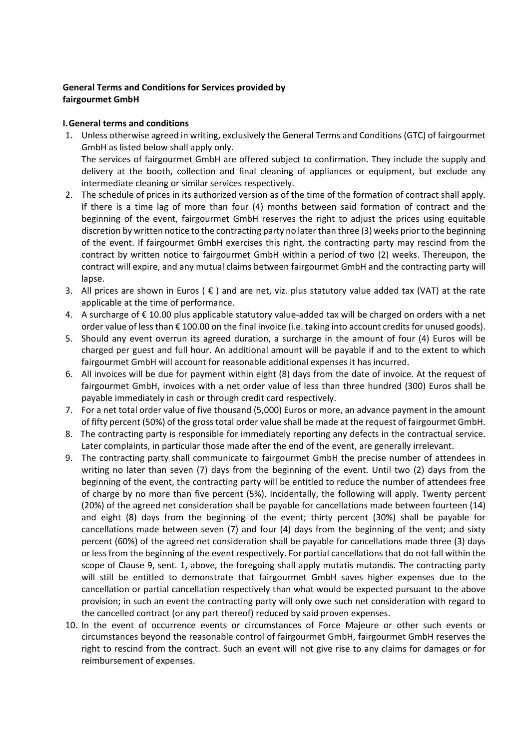**General Terms and Conditions for Services provided by fairgourmet GmbH**

**I. General terms and conditions**

1. Unless otherwise agreed in writing, exclusively the General Terms and Conditions (GTC) of fairgourmet GmbH as listed below shall apply only.
   The services of fairgourmet GmbH are offered subject to confirmation. They include the supply and delivery at the booth, collection and final cleaning of appliances or equipment, but exclude any intermediate cleaning or similar services respectively.
2. The schedule of prices in its authorized version as of the time of the formation of contract shall apply. If there is a time lag of more than four (4) months between said formation of contract and the beginning of the event, fairgourmet GmbH reserves the right to adjust the prices using equitable discretion by written notice to the contracting party no later than three (3) weeks prior to the beginning of the event. If fairgourmet GmbH exercises this right, the contracting party may rescind from the contract by written notice to fairgourmet GmbH within a period of two (2) weeks. Thereupon, the contract will expire, and any mutual claims between fairgourmet GmbH and the contracting party will lapse.
3. All prices are shown in Euros ( € ) and are net, viz. plus statutory value added tax (VAT) at the rate applicable at the time of performance.
4. A surcharge of € 10.00 plus applicable statutory value-added tax will be charged on orders with a net order value of less than € 100.00 on the final invoice (i.e. taking into account credits for unused goods).
5. Should any event overrun its agreed duration, a surcharge in the amount of four (4) Euros will be charged per guest and full hour. An additional amount will be payable if and to the extent to which fairgourmet GmbH will account for reasonable additional expenses it has incurred.
6. All invoices will be due for payment within eight (8) days from the date of invoice. At the request of fairgourmet GmbH, invoices with a net order value of less than three hundred (300) Euros shall be payable immediately in cash or through credit card respectively.
7. For a net total order value of five thousand (5,000) Euros or more, an advance payment in the amount of fifty percent (50%) of the gross total order value shall be made at the request of fairgourmet GmbH.
8. The contracting party is responsible for immediately reporting any defects in the contractual service. Later complaints, in particular those made after the end of the event, are generally irrelevant.
9. The contracting party shall communicate to fairgourmet GmbH the precise number of attendees in writing no later than seven (7) days from the beginning of the event. Until two (2) days from the beginning of the event, the contracting party will be entitled to reduce the number of attendees free of charge by no more than five percent (5%). Incidentally, the following will apply. Twenty percent (20%) of the agreed net consideration shall be payable for cancellations made between fourteen (14) and eight (8) days from the beginning of the event; thirty percent (30%) shall be payable for cancellations made between seven (7) and four (4) days from the beginning of the vent; and sixty percent (60%) of the agreed net consideration shall be payable for cancellations made three (3) days or less from the beginning of the event respectively. For partial cancellations that do not fall within the scope of Clause 9, sent. 1, above, the foregoing shall apply mutatis mutandis. The contracting party will still be entitled to demonstrate that fairgourmet GmbH saves higher expenses due to the cancellation or partial cancellation respectively than what would be expected pursuant to the above provision; in such an event the contracting party will only owe such net consideration with regard to the cancelled contract (or any part thereof) reduced by said proven expenses.
10. In the event of occurrence events or circumstances of Force Majeure or other such events or circumstances beyond the reasonable control of fairgourmet GmbH, fairgourmet GmbH reserves the right to rescind from the contract. Such an event will not give rise to any claims for damages or for reimbursement of expenses.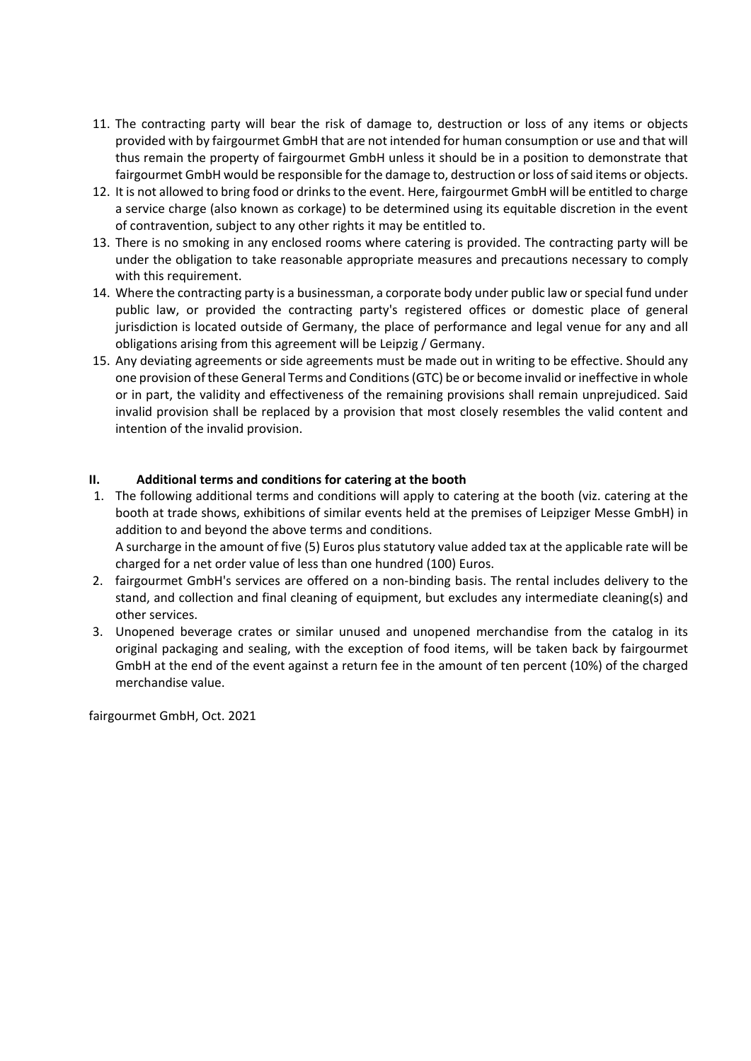11. The contracting party will bear the risk of damage to, destruction or loss of any items or objects provided with by fairgourmet GmbH that are not intended for human consumption or use and that will thus remain the property of fairgourmet GmbH unless it should be in a position to demonstrate that fairgourmet GmbH would be responsible for the damage to, destruction or loss of said items or objects.
12. It is not allowed to bring food or drinks to the event. Here, fairgourmet GmbH will be entitled to charge a service charge (also known as corkage) to be determined using its equitable discretion in the event of contravention, subject to any other rights it may be entitled to.
13. There is no smoking in any enclosed rooms where catering is provided. The contracting party will be under the obligation to take reasonable appropriate measures and precautions necessary to comply with this requirement.
14. Where the contracting party is a businessman, a corporate body under public law or special fund under public law, or provided the contracting party's registered offices or domestic place of general jurisdiction is located outside of Germany, the place of performance and legal venue for any and all obligations arising from this agreement will be Leipzig / Germany.
15. Any deviating agreements or side agreements must be made out in writing to be effective. Should any one provision of these General Terms and Conditions (GTC) be or become invalid or ineffective in whole or in part, the validity and effectiveness of the remaining provisions shall remain unprejudiced. Said invalid provision shall be replaced by a provision that most closely resembles the valid content and intention of the invalid provision.

## II. Additional terms and conditions for catering at the booth

1. The following additional terms and conditions will apply to catering at the booth (viz. catering at the booth at trade shows, exhibitions of similar events held at the premises of Leipziger Messe GmbH) in addition to and beyond the above terms and conditions.
   A surcharge in the amount of five (5) Euros plus statutory value added tax at the applicable rate will be charged for a net order value of less than one hundred (100) Euros.
2. fairgourmet GmbH's services are offered on a non-binding basis. The rental includes delivery to the stand, and collection and final cleaning of equipment, but excludes any intermediate cleaning(s) and other services.
3. Unopened beverage crates or similar unused and unopened merchandise from the catalog in its original packaging and sealing, with the exception of food items, will be taken back by fairgourmet GmbH at the end of the event against a return fee in the amount of ten percent (10%) of the charged merchandise value.

fairgourmet GmbH, Oct. 2021